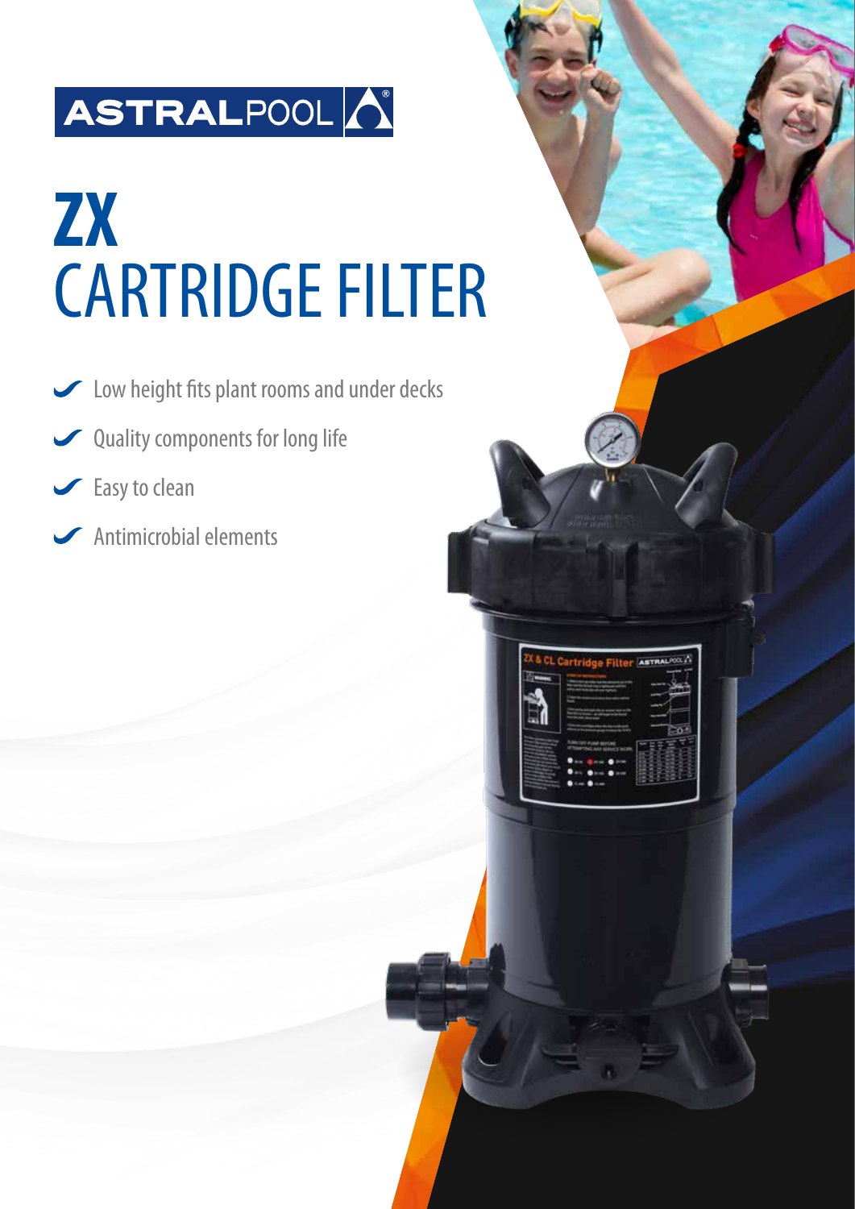ASTRALPOOL

# ZX CARTRIDGE FILTER

- Low height fits plant rooms and under decks
- Quality components for long life
- Easy to clean
- Antimicrobial elements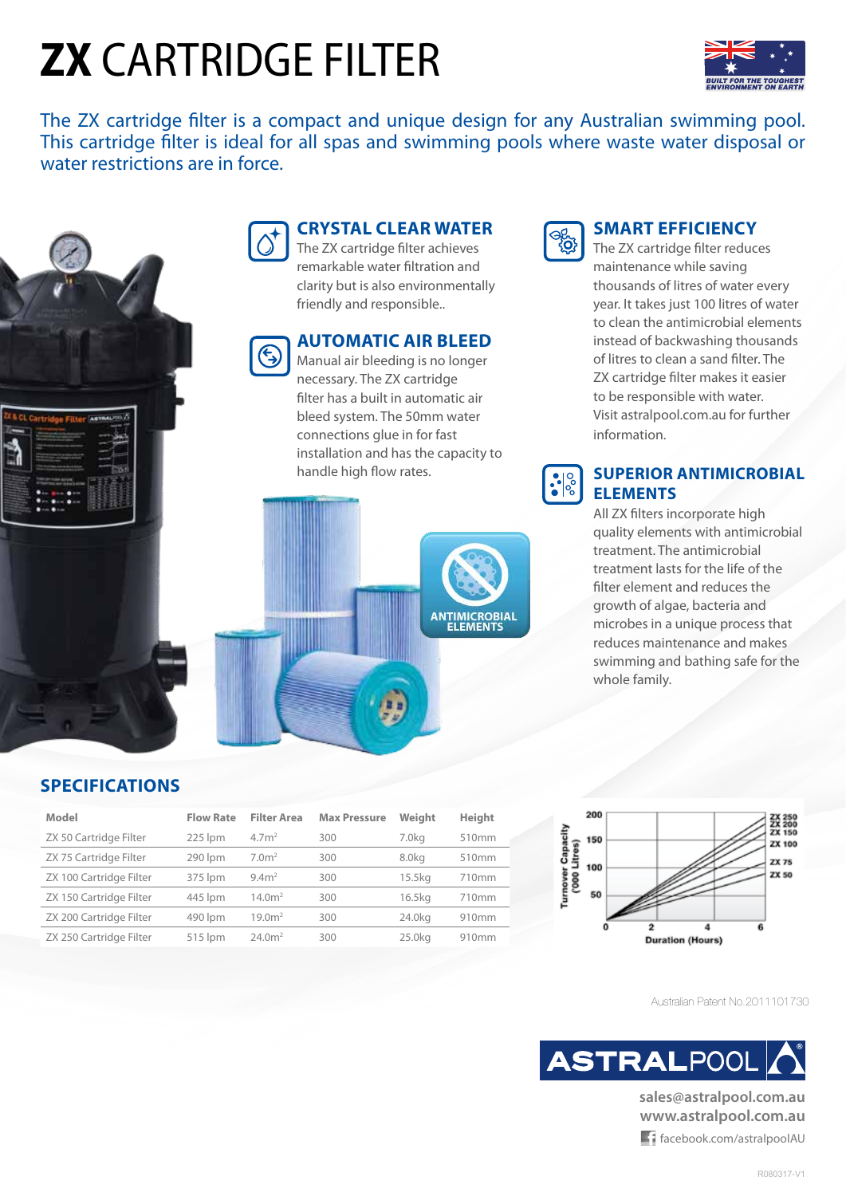# ZX CARTRIDGE FILTER

BUILT FOR THE TOUGHEST ENVIRONMENT ON EARTH

The ZX cartridge filter is a compact and unique design for any Australian swimming pool. This cartridge filter is ideal for all spas and swimming pools where waste water disposal or water restrictions are in force.

## CRYSTAL CLEAR WATER

The ZX cartridge filter achieves remarkable water filtration and clarity but is also environmentally friendly and responsible..

## AUTOMATIC AIR BLEED

Manual air bleeding is no longer necessary. The ZX cartridge filter has a built in automatic air bleed system. The 50mm water connections glue in for fast installation and has the capacity to handle high flow rates.

## SMART EFFICIENCY

The ZX cartridge filter reduces maintenance while saving thousands of litres of water every year. It takes just 100 litres of water to clean the antimicrobial elements instead of backwashing thousands of litres to clean a sand filter. The ZX cartridge filter makes it easier to be responsible with water. Visit astralpool.com.au for further information.

## SUPERIOR ANTIMICROBIAL ELEMENTS

All ZX filters incorporate high quality elements with antimicrobial treatment. The antimicrobial treatment lasts for the life of the filter element and reduces the growth of algae, bacteria and microbes in a unique process that reduces maintenance and makes swimming and bathing safe for the whole family.

ANTIMICROBIAL ELEMENTS

## SPECIFICATIONS

| Model | Flow Rate | Filter Area | Max Pressure | Weight | Height |
|---|---|---|---|---|---|
| ZX 50 Cartridge Filter | 225 lpm | 4.7m² | 300 | 7.0kg | 510mm |
| ZX 75 Cartridge Filter | 290 lpm | 7.0m² | 300 | 8.0kg | 510mm |
| ZX 100 Cartridge Filter | 375 lpm | 9.4m² | 300 | 15.5kg | 710mm |
| ZX 150 Cartridge Filter | 445 lpm | 14.0m² | 300 | 16.5kg | 710mm |
| ZX 200 Cartridge Filter | 490 lpm | 19.0m² | 300 | 24.0kg | 910mm |
| ZX 250 Cartridge Filter | 515 lpm | 24.0m² | 300 | 25.0kg | 910mm |

Turnover Capacity ('000 Litres)
200
150
100
50
0
2
4
6
Duration (Hours)
ZX 250
ZX 200
ZX 150
ZX 100
ZX 75
ZX 50

Australian Patent No. 2011101730

ASTRALPOOL

sales@astralpool.com.au
www.astralpool.com.au
facebook.com/astralpoolAU

R080317-V1